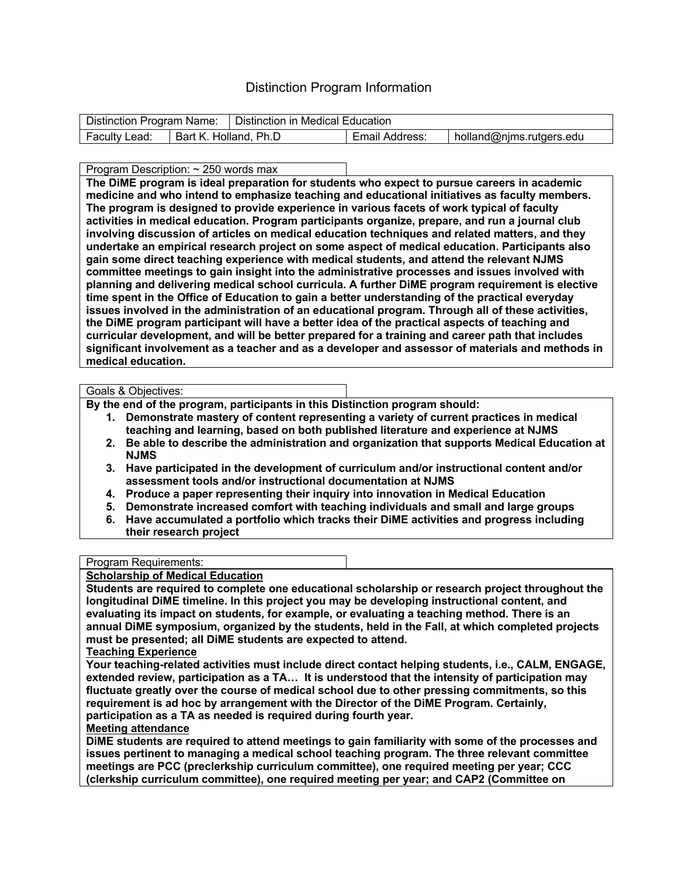# Distinction Program Information

| Distinction Program Name: | Distinction in Medical Education | | |
|---|---|---|---|
| Faculty Lead: | Bart K. Holland, Ph.D | Email Address: | holland@njms.rutgers.edu |

Program Description: ~ 250 words max

**The DiME program is ideal preparation for students who expect to pursue careers in academic medicine and who intend to emphasize teaching and educational initiatives as faculty members. The program is designed to provide experience in various facets of work typical of faculty activities in medical education. Program participants organize, prepare, and run a journal club involving discussion of articles on medical education techniques and related matters, and they undertake an empirical research project on some aspect of medical education. Participants also gain some direct teaching experience with medical students, and attend the relevant NJMS committee meetings to gain insight into the administrative processes and issues involved with planning and delivering medical school curricula. A further DiME program requirement is elective time spent in the Office of Education to gain a better understanding of the practical everyday issues involved in the administration of an educational program. Through all of these activities, the DiME program participant will have a better idea of the practical aspects of teaching and curricular development, and will be better prepared for a training and career path that includes significant involvement as a teacher and as a developer and assessor of materials and methods in medical education.**

Goals & Objectives:

**By the end of the program, participants in this Distinction program should:**

1. **Demonstrate mastery of content representing a variety of current practices in medical teaching and learning, based on both published literature and experience at NJMS**
2. **Be able to describe the administration and organization that supports Medical Education at NJMS**
3. **Have participated in the development of curriculum and/or instructional content and/or assessment tools and/or instructional documentation at NJMS**
4. **Produce a paper representing their inquiry into innovation in Medical Education**
5. **Demonstrate increased comfort with teaching individuals and small and large groups**
6. **Have accumulated a portfolio which tracks their DiME activities and progress including their research project**

Program Requirements:

**<u>Scholarship of Medical Education</u>**

**Students are required to complete one educational scholarship or research project throughout the longitudinal DiME timeline. In this project you may be developing instructional content, and evaluating its impact on students, for example, or evaluating a teaching method. There is an annual DiME symposium, organized by the students, held in the Fall, at which completed projects must be presented; all DiME students are expected to attend.**

**<u>Teaching Experience</u>**

**Your teaching-related activities must include direct contact helping students, i.e., CALM, ENGAGE, extended review, participation as a TA… It is understood that the intensity of participation may fluctuate greatly over the course of medical school due to other pressing commitments, so this requirement is ad hoc by arrangement with the Director of the DiME Program. Certainly, participation as a TA as needed is required during fourth year.**

**<u>Meeting attendance</u>**

**DiME students are required to attend meetings to gain familiarity with some of the processes and issues pertinent to managing a medical school teaching program. The three relevant committee meetings are PCC (preclerkship curriculum committee), one required meeting per year; CCC (clerkship curriculum committee), one required meeting per year; and CAP2 (Committee on**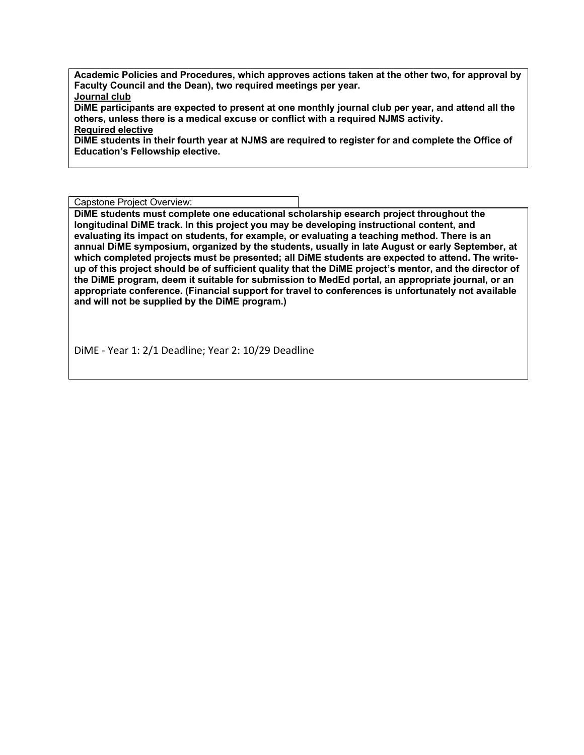**Academic Policies and Procedures, which approves actions taken at the other two, for approval by Faculty Council and the Dean), two required meetings per year.**

**Journal club**

**DiME participants are expected to present at one monthly journal club per year, and attend all the others, unless there is a medical excuse or conflict with a required NJMS activity.**

**Required elective**

**DiME students in their fourth year at NJMS are required to register for and complete the Office of Education's Fellowship elective.**

Capstone Project Overview:

**DiME students must complete one educational scholarship esearch project throughout the longitudinal DiME track. In this project you may be developing instructional content, and evaluating its impact on students, for example, or evaluating a teaching method. There is an annual DiME symposium, organized by the students, usually in late August or early September, at which completed projects must be presented; all DiME students are expected to attend. The write-up of this project should be of sufficient quality that the DiME project's mentor, and the director of the DiME program, deem it suitable for submission to MedEd portal, an appropriate journal, or an appropriate conference. (Financial support for travel to conferences is unfortunately not available and will not be supplied by the DiME program.)**

DiME - Year 1: 2/1 Deadline; Year 2: 10/29 Deadline